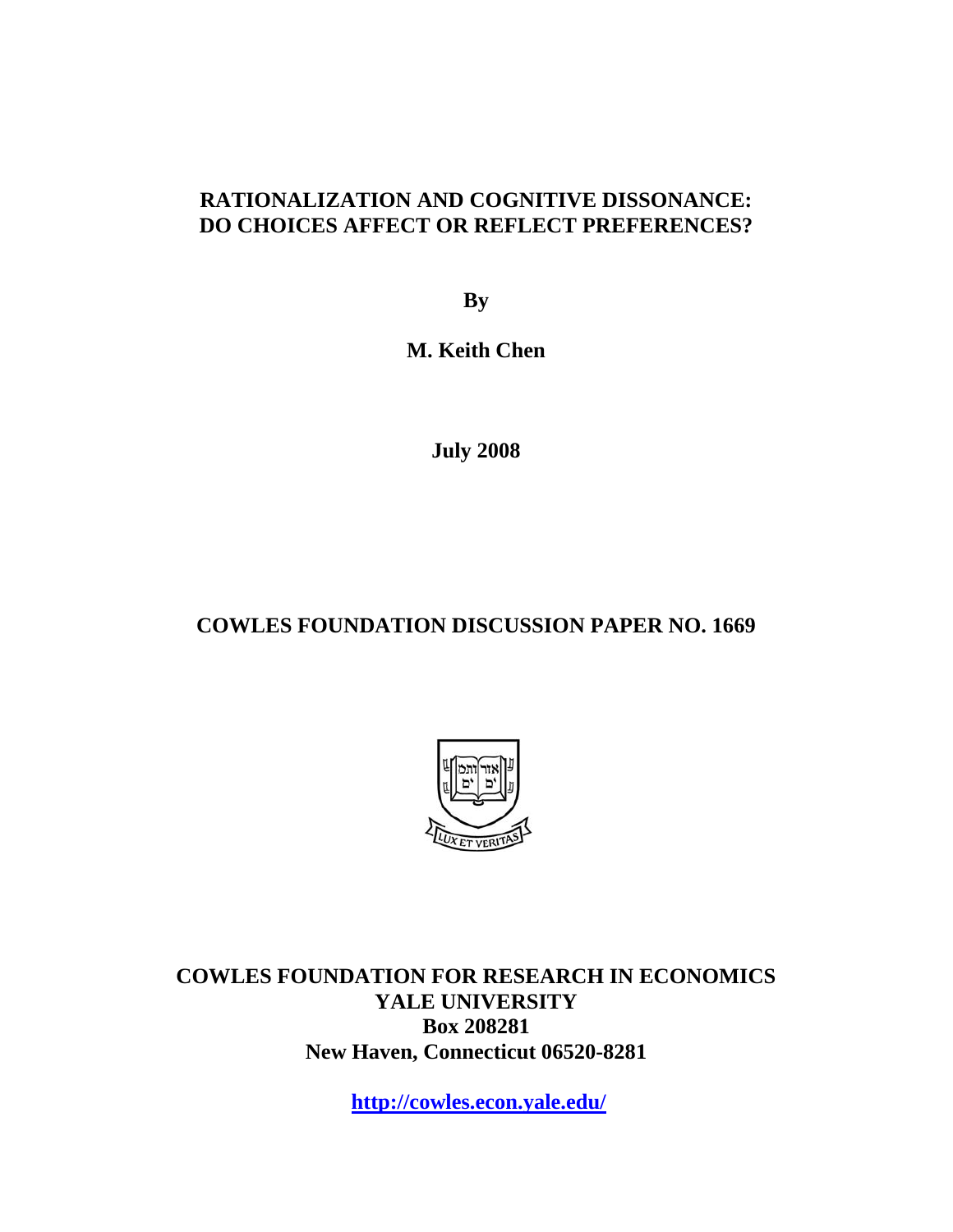# RATIONALIZATION AND COGNITIVE DISSONANCE: DO CHOICES AFFECT OR REFLECT PREFERENCES?

**By**

**M. Keith Chen**

**July 2008**

**COWLES FOUNDATION DISCUSSION PAPER NO. 1669**

**COWLES FOUNDATION FOR RESEARCH IN ECONOMICS**
**YALE UNIVERSITY**
**Box 208281**
**New Haven, Connecticut 06520-8281**

**http://cowles.econ.yale.edu/**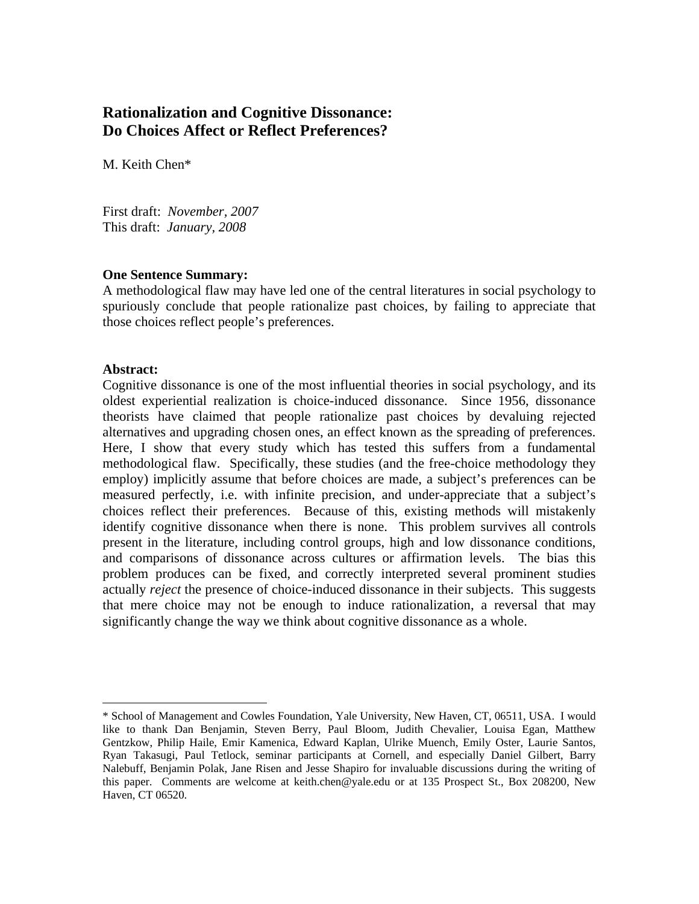# Rationalization and Cognitive Dissonance: Do Choices Affect or Reflect Preferences?

M. Keith Chen*

First draft: *November, 2007*
This draft: *January, 2008*

**One Sentence Summary:**
A methodological flaw may have led one of the central literatures in social psychology to spuriously conclude that people rationalize past choices, by failing to appreciate that those choices reflect people's preferences.

**Abstract:**
Cognitive dissonance is one of the most influential theories in social psychology, and its oldest experiential realization is choice-induced dissonance. Since 1956, dissonance theorists have claimed that people rationalize past choices by devaluing rejected alternatives and upgrading chosen ones, an effect known as the spreading of preferences. Here, I show that every study which has tested this suffers from a fundamental methodological flaw. Specifically, these studies (and the free-choice methodology they employ) implicitly assume that before choices are made, a subject's preferences can be measured perfectly, i.e. with infinite precision, and under-appreciate that a subject's choices reflect their preferences. Because of this, existing methods will mistakenly identify cognitive dissonance when there is none. This problem survives all controls present in the literature, including control groups, high and low dissonance conditions, and comparisons of dissonance across cultures or affirmation levels. The bias this problem produces can be fixed, and correctly interpreted several prominent studies actually *reject* the presence of choice-induced dissonance in their subjects. This suggests that mere choice may not be enough to induce rationalization, a reversal that may significantly change the way we think about cognitive dissonance as a whole.

---

* School of Management and Cowles Foundation, Yale University, New Haven, CT, 06511, USA. I would like to thank Dan Benjamin, Steven Berry, Paul Bloom, Judith Chevalier, Louisa Egan, Matthew Gentzkow, Philip Haile, Emir Kamenica, Edward Kaplan, Ulrike Muench, Emily Oster, Laurie Santos, Ryan Takasugi, Paul Tetlock, seminar participants at Cornell, and especially Daniel Gilbert, Barry Nalebuff, Benjamin Polak, Jane Risen and Jesse Shapiro for invaluable discussions during the writing of this paper. Comments are welcome at keith.chen@yale.edu or at 135 Prospect St., Box 208200, New Haven, CT 06520.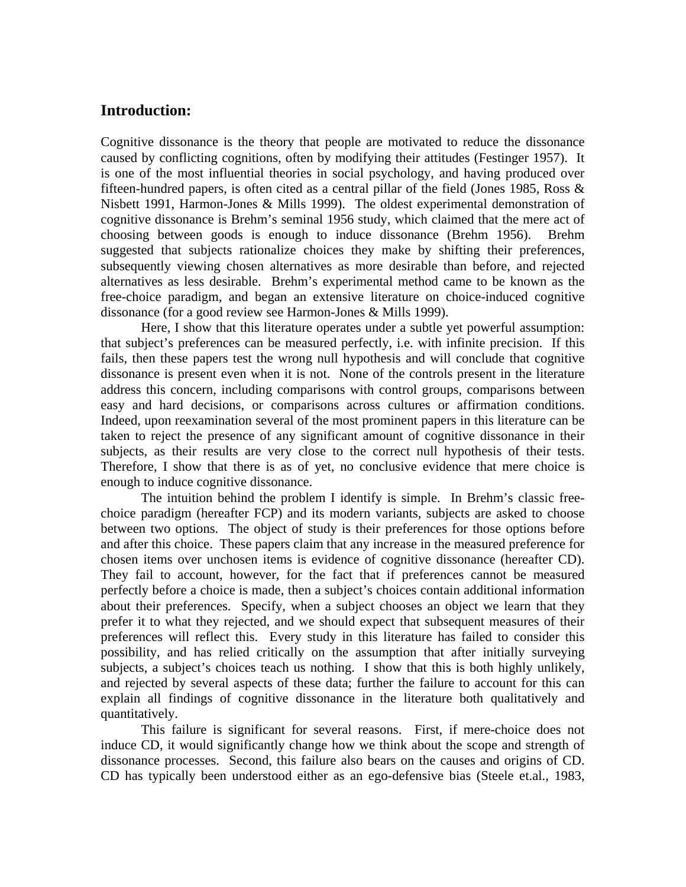## Introduction:

Cognitive dissonance is the theory that people are motivated to reduce the dissonance caused by conflicting cognitions, often by modifying their attitudes (Festinger 1957). It is one of the most influential theories in social psychology, and having produced over fifteen-hundred papers, is often cited as a central pillar of the field (Jones 1985, Ross & Nisbett 1991, Harmon-Jones & Mills 1999). The oldest experimental demonstration of cognitive dissonance is Brehm's seminal 1956 study, which claimed that the mere act of choosing between goods is enough to induce dissonance (Brehm 1956). Brehm suggested that subjects rationalize choices they make by shifting their preferences, subsequently viewing chosen alternatives as more desirable than before, and rejected alternatives as less desirable. Brehm's experimental method came to be known as the free-choice paradigm, and began an extensive literature on choice-induced cognitive dissonance (for a good review see Harmon-Jones & Mills 1999).

Here, I show that this literature operates under a subtle yet powerful assumption: that subject's preferences can be measured perfectly, i.e. with infinite precision. If this fails, then these papers test the wrong null hypothesis and will conclude that cognitive dissonance is present even when it is not. None of the controls present in the literature address this concern, including comparisons with control groups, comparisons between easy and hard decisions, or comparisons across cultures or affirmation conditions. Indeed, upon reexamination several of the most prominent papers in this literature can be taken to reject the presence of any significant amount of cognitive dissonance in their subjects, as their results are very close to the correct null hypothesis of their tests. Therefore, I show that there is as of yet, no conclusive evidence that mere choice is enough to induce cognitive dissonance.

The intuition behind the problem I identify is simple. In Brehm's classic free-choice paradigm (hereafter FCP) and its modern variants, subjects are asked to choose between two options. The object of study is their preferences for those options before and after this choice. These papers claim that any increase in the measured preference for chosen items over unchosen items is evidence of cognitive dissonance (hereafter CD). They fail to account, however, for the fact that if preferences cannot be measured perfectly before a choice is made, then a subject's choices contain additional information about their preferences. Specify, when a subject chooses an object we learn that they prefer it to what they rejected, and we should expect that subsequent measures of their preferences will reflect this. Every study in this literature has failed to consider this possibility, and has relied critically on the assumption that after initially surveying subjects, a subject's choices teach us nothing. I show that this is both highly unlikely, and rejected by several aspects of these data; further the failure to account for this can explain all findings of cognitive dissonance in the literature both qualitatively and quantitatively.

This failure is significant for several reasons. First, if mere-choice does not induce CD, it would significantly change how we think about the scope and strength of dissonance processes. Second, this failure also bears on the causes and origins of CD. CD has typically been understood either as an ego-defensive bias (Steele et.al., 1983,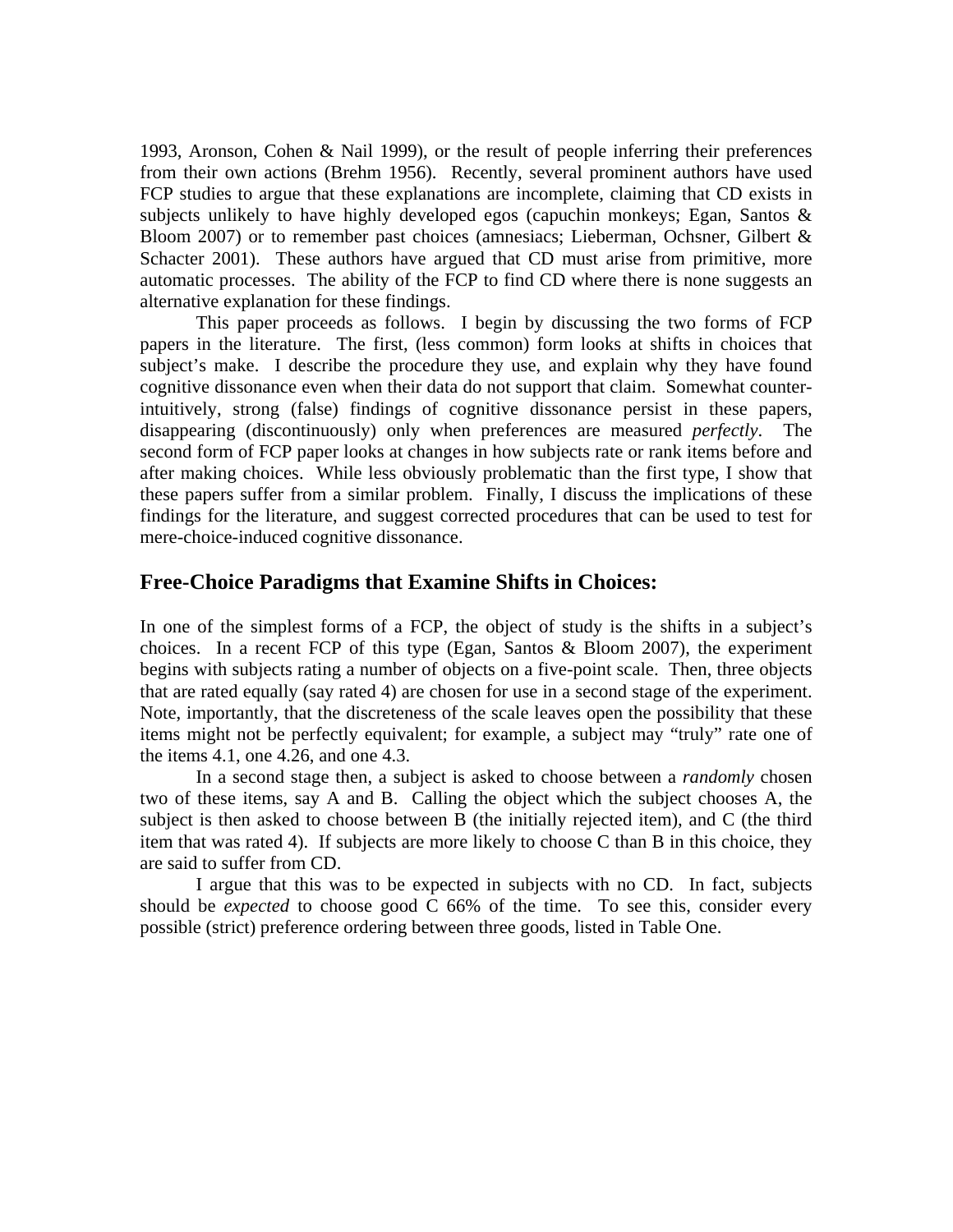1993, Aronson, Cohen & Nail 1999), or the result of people inferring their preferences from their own actions (Brehm 1956). Recently, several prominent authors have used FCP studies to argue that these explanations are incomplete, claiming that CD exists in subjects unlikely to have highly developed egos (capuchin monkeys; Egan, Santos & Bloom 2007) or to remember past choices (amnesiacs; Lieberman, Ochsner, Gilbert & Schacter 2001). These authors have argued that CD must arise from primitive, more automatic processes. The ability of the FCP to find CD where there is none suggests an alternative explanation for these findings.

This paper proceeds as follows. I begin by discussing the two forms of FCP papers in the literature. The first, (less common) form looks at shifts in choices that subject's make. I describe the procedure they use, and explain why they have found cognitive dissonance even when their data do not support that claim. Somewhat counter-intuitively, strong (false) findings of cognitive dissonance persist in these papers, disappearing (discontinuously) only when preferences are measured *perfectly*. The second form of FCP paper looks at changes in how subjects rate or rank items before and after making choices. While less obviously problematic than the first type, I show that these papers suffer from a similar problem. Finally, I discuss the implications of these findings for the literature, and suggest corrected procedures that can be used to test for mere-choice-induced cognitive dissonance.

## Free-Choice Paradigms that Examine Shifts in Choices:

In one of the simplest forms of a FCP, the object of study is the shifts in a subject's choices. In a recent FCP of this type (Egan, Santos & Bloom 2007), the experiment begins with subjects rating a number of objects on a five-point scale. Then, three objects that are rated equally (say rated 4) are chosen for use in a second stage of the experiment. Note, importantly, that the discreteness of the scale leaves open the possibility that these items might not be perfectly equivalent; for example, a subject may "truly" rate one of the items 4.1, one 4.26, and one 4.3.

In a second stage then, a subject is asked to choose between a *randomly* chosen two of these items, say A and B. Calling the object which the subject chooses A, the subject is then asked to choose between B (the initially rejected item), and C (the third item that was rated 4). If subjects are more likely to choose C than B in this choice, they are said to suffer from CD.

I argue that this was to be expected in subjects with no CD. In fact, subjects should be *expected* to choose good C 66% of the time. To see this, consider every possible (strict) preference ordering between three goods, listed in Table One.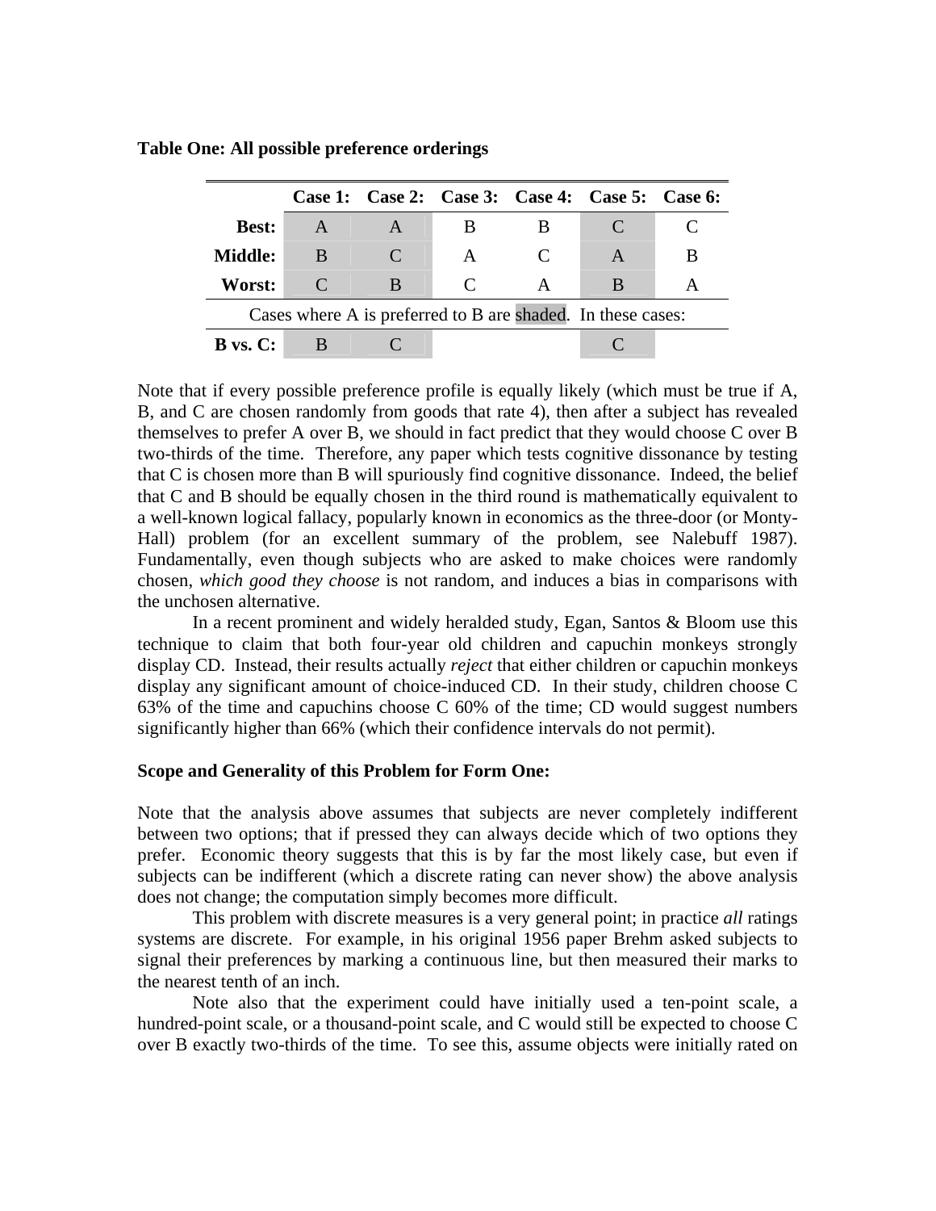**Table One: All possible preference orderings**

| | Case 1: | Case 2: | Case 3: | Case 4: | Case 5: | Case 6: |
|---|---|---|---|---|---|---|
| **Best:** | A | A | B | B | C | C |
| **Middle:** | B | C | A | C | A | B |
| **Worst:** | C | B | C | A | B | A |
| Cases where A is preferred to B are shaded. In these cases: | | | | | | |
| **B vs. C:** | B | C | | | C | |

Note that if every possible preference profile is equally likely (which must be true if A, B, and C are chosen randomly from goods that rate 4), then after a subject has revealed themselves to prefer A over B, we should in fact predict that they would choose C over B two-thirds of the time. Therefore, any paper which tests cognitive dissonance by testing that C is chosen more than B will spuriously find cognitive dissonance. Indeed, the belief that C and B should be equally chosen in the third round is mathematically equivalent to a well-known logical fallacy, popularly known in economics as the three-door (or Monty-Hall) problem (for an excellent summary of the problem, see Nalebuff 1987). Fundamentally, even though subjects who are asked to make choices were randomly chosen, *which good they choose* is not random, and induces a bias in comparisons with the unchosen alternative.

In a recent prominent and widely heralded study, Egan, Santos & Bloom use this technique to claim that both four-year old children and capuchin monkeys strongly display CD. Instead, their results actually *reject* that either children or capuchin monkeys display any significant amount of choice-induced CD. In their study, children choose C 63% of the time and capuchins choose C 60% of the time; CD would suggest numbers significantly higher than 66% (which their confidence intervals do not permit).

**Scope and Generality of this Problem for Form One:**

Note that the analysis above assumes that subjects are never completely indifferent between two options; that if pressed they can always decide which of two options they prefer. Economic theory suggests that this is by far the most likely case, but even if subjects can be indifferent (which a discrete rating can never show) the above analysis does not change; the computation simply becomes more difficult.

This problem with discrete measures is a very general point; in practice *all* ratings systems are discrete. For example, in his original 1956 paper Brehm asked subjects to signal their preferences by marking a continuous line, but then measured their marks to the nearest tenth of an inch.

Note also that the experiment could have initially used a ten-point scale, a hundred-point scale, or a thousand-point scale, and C would still be expected to choose C over B exactly two-thirds of the time. To see this, assume objects were initially rated on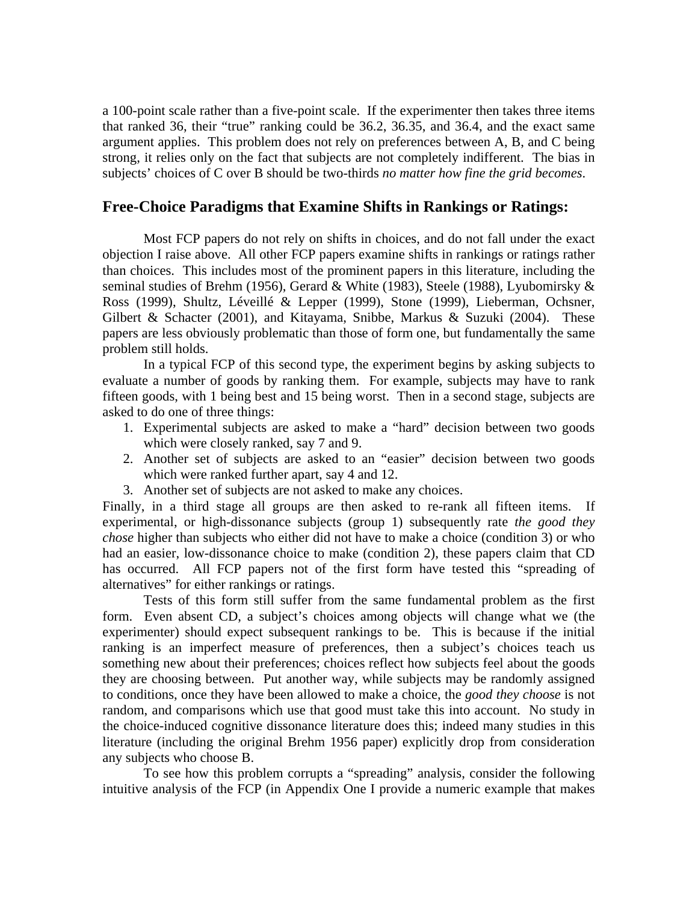a 100-point scale rather than a five-point scale. If the experimenter then takes three items that ranked 36, their "true" ranking could be 36.2, 36.35, and 36.4, and the exact same argument applies. This problem does not rely on preferences between A, B, and C being strong, it relies only on the fact that subjects are not completely indifferent. The bias in subjects' choices of C over B should be two-thirds *no matter how fine the grid becomes*.

## Free-Choice Paradigms that Examine Shifts in Rankings or Ratings:

Most FCP papers do not rely on shifts in choices, and do not fall under the exact objection I raise above. All other FCP papers examine shifts in rankings or ratings rather than choices. This includes most of the prominent papers in this literature, including the seminal studies of Brehm (1956), Gerard & White (1983), Steele (1988), Lyubomirsky & Ross (1999), Shultz, Léveillé & Lepper (1999), Stone (1999), Lieberman, Ochsner, Gilbert & Schacter (2001), and Kitayama, Snibbe, Markus & Suzuki (2004). These papers are less obviously problematic than those of form one, but fundamentally the same problem still holds.

In a typical FCP of this second type, the experiment begins by asking subjects to evaluate a number of goods by ranking them. For example, subjects may have to rank fifteen goods, with 1 being best and 15 being worst. Then in a second stage, subjects are asked to do one of three things:

1. Experimental subjects are asked to make a "hard" decision between two goods which were closely ranked, say 7 and 9.
2. Another set of subjects are asked to an "easier" decision between two goods which were ranked further apart, say 4 and 12.
3. Another set of subjects are not asked to make any choices.

Finally, in a third stage all groups are then asked to re-rank all fifteen items. If experimental, or high-dissonance subjects (group 1) subsequently rate *the good they chose* higher than subjects who either did not have to make a choice (condition 3) or who had an easier, low-dissonance choice to make (condition 2), these papers claim that CD has occurred. All FCP papers not of the first form have tested this "spreading of alternatives" for either rankings or ratings.

Tests of this form still suffer from the same fundamental problem as the first form. Even absent CD, a subject's choices among objects will change what we (the experimenter) should expect subsequent rankings to be. This is because if the initial ranking is an imperfect measure of preferences, then a subject's choices teach us something new about their preferences; choices reflect how subjects feel about the goods they are choosing between. Put another way, while subjects may be randomly assigned to conditions, once they have been allowed to make a choice, the *good they choose* is not random, and comparisons which use that good must take this into account. No study in the choice-induced cognitive dissonance literature does this; indeed many studies in this literature (including the original Brehm 1956 paper) explicitly drop from consideration any subjects who choose B.

To see how this problem corrupts a "spreading" analysis, consider the following intuitive analysis of the FCP (in Appendix One I provide a numeric example that makes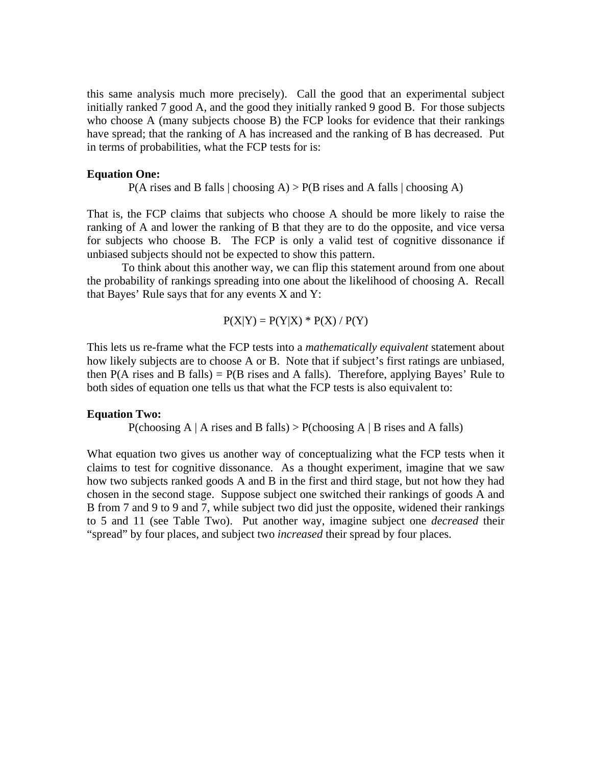this same analysis much more precisely). Call the good that an experimental subject initially ranked 7 good A, and the good they initially ranked 9 good B. For those subjects who choose A (many subjects choose B) the FCP looks for evidence that their rankings have spread; that the ranking of A has increased and the ranking of B has decreased. Put in terms of probabilities, what the FCP tests for is:

**Equation One:**

$$P(\text{A rises and B falls} \mid \text{choosing A}) > P(\text{B rises and A falls} \mid \text{choosing A})$$

That is, the FCP claims that subjects who choose A should be more likely to raise the ranking of A and lower the ranking of B that they are to do the opposite, and vice versa for subjects who choose B. The FCP is only a valid test of cognitive dissonance if unbiased subjects should not be expected to show this pattern.

To think about this another way, we can flip this statement around from one about the probability of rankings spreading into one about the likelihood of choosing A. Recall that Bayes' Rule says that for any events X and Y:

$$P(X|Y) = P(Y|X) * P(X) / P(Y)$$

This lets us re-frame what the FCP tests into a *mathematically equivalent* statement about how likely subjects are to choose A or B. Note that if subject's first ratings are unbiased, then $P(\text{A rises and B falls}) = P(\text{B rises and A falls})$. Therefore, applying Bayes' Rule to both sides of equation one tells us that what the FCP tests is also equivalent to:

**Equation Two:**

$$P(\text{choosing A} \mid \text{A rises and B falls}) > P(\text{choosing A} \mid \text{B rises and A falls})$$

What equation two gives us another way of conceptualizing what the FCP tests when it claims to test for cognitive dissonance. As a thought experiment, imagine that we saw how two subjects ranked goods A and B in the first and third stage, but not how they had chosen in the second stage. Suppose subject one switched their rankings of goods A and B from 7 and 9 to 9 and 7, while subject two did just the opposite, widened their rankings to 5 and 11 (see Table Two). Put another way, imagine subject one *decreased* their "spread" by four places, and subject two *increased* their spread by four places.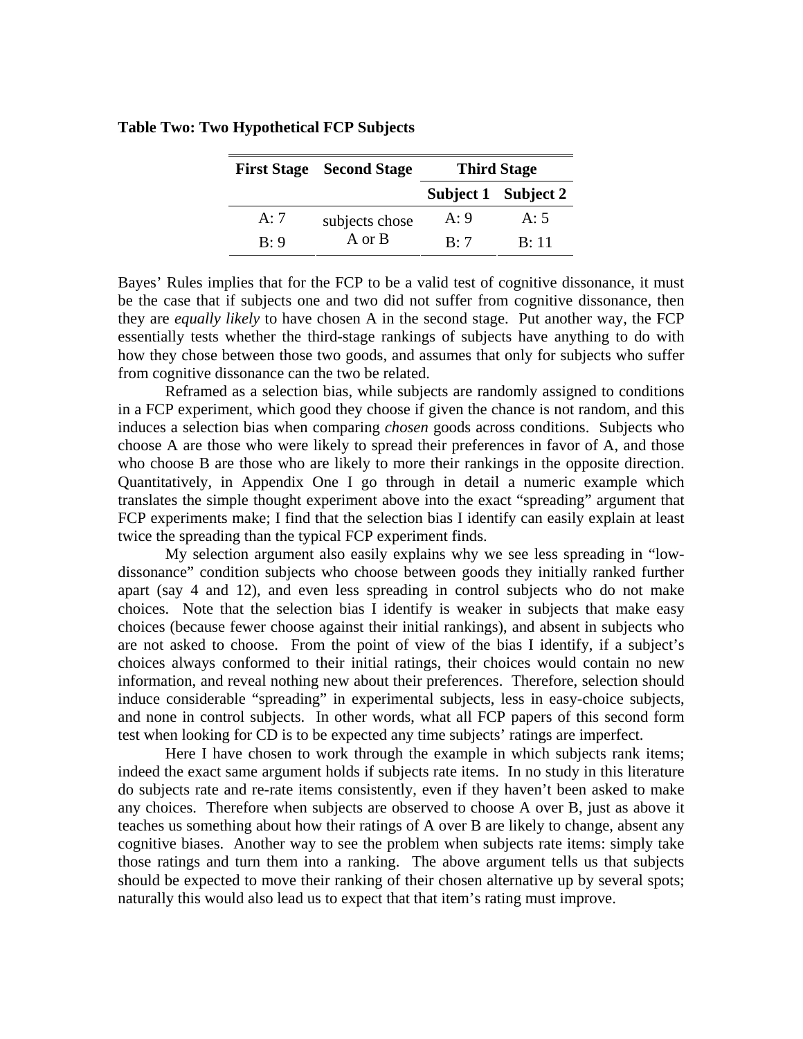**Table Two: Two Hypothetical FCP Subjects**

| First Stage | Second Stage | Third Stage | |
|---|---|---|---|
| | | Subject 1 | Subject 2 |
| A: 7 | subjects chose A or B | A: 9 | A: 5 |
| B: 9 | | B: 7 | B: 11 |

Bayes' Rules implies that for the FCP to be a valid test of cognitive dissonance, it must be the case that if subjects one and two did not suffer from cognitive dissonance, then they are *equally likely* to have chosen A in the second stage. Put another way, the FCP essentially tests whether the third-stage rankings of subjects have anything to do with how they chose between those two goods, and assumes that only for subjects who suffer from cognitive dissonance can the two be related.

Reframed as a selection bias, while subjects are randomly assigned to conditions in a FCP experiment, which good they choose if given the chance is not random, and this induces a selection bias when comparing *chosen* goods across conditions. Subjects who choose A are those who were likely to spread their preferences in favor of A, and those who choose B are those who are likely to more their rankings in the opposite direction. Quantitatively, in Appendix One I go through in detail a numeric example which translates the simple thought experiment above into the exact "spreading" argument that FCP experiments make; I find that the selection bias I identify can easily explain at least twice the spreading than the typical FCP experiment finds.

My selection argument also easily explains why we see less spreading in "low-dissonance" condition subjects who choose between goods they initially ranked further apart (say 4 and 12), and even less spreading in control subjects who do not make choices. Note that the selection bias I identify is weaker in subjects that make easy choices (because fewer choose against their initial rankings), and absent in subjects who are not asked to choose. From the point of view of the bias I identify, if a subject's choices always conformed to their initial ratings, their choices would contain no new information, and reveal nothing new about their preferences. Therefore, selection should induce considerable "spreading" in experimental subjects, less in easy-choice subjects, and none in control subjects. In other words, what all FCP papers of this second form test when looking for CD is to be expected any time subjects' ratings are imperfect.

Here I have chosen to work through the example in which subjects rank items; indeed the exact same argument holds if subjects rate items. In no study in this literature do subjects rate and re-rate items consistently, even if they haven't been asked to make any choices. Therefore when subjects are observed to choose A over B, just as above it teaches us something about how their ratings of A over B are likely to change, absent any cognitive biases. Another way to see the problem when subjects rate items: simply take those ratings and turn them into a ranking. The above argument tells us that subjects should be expected to move their ranking of their chosen alternative up by several spots; naturally this would also lead us to expect that that item's rating must improve.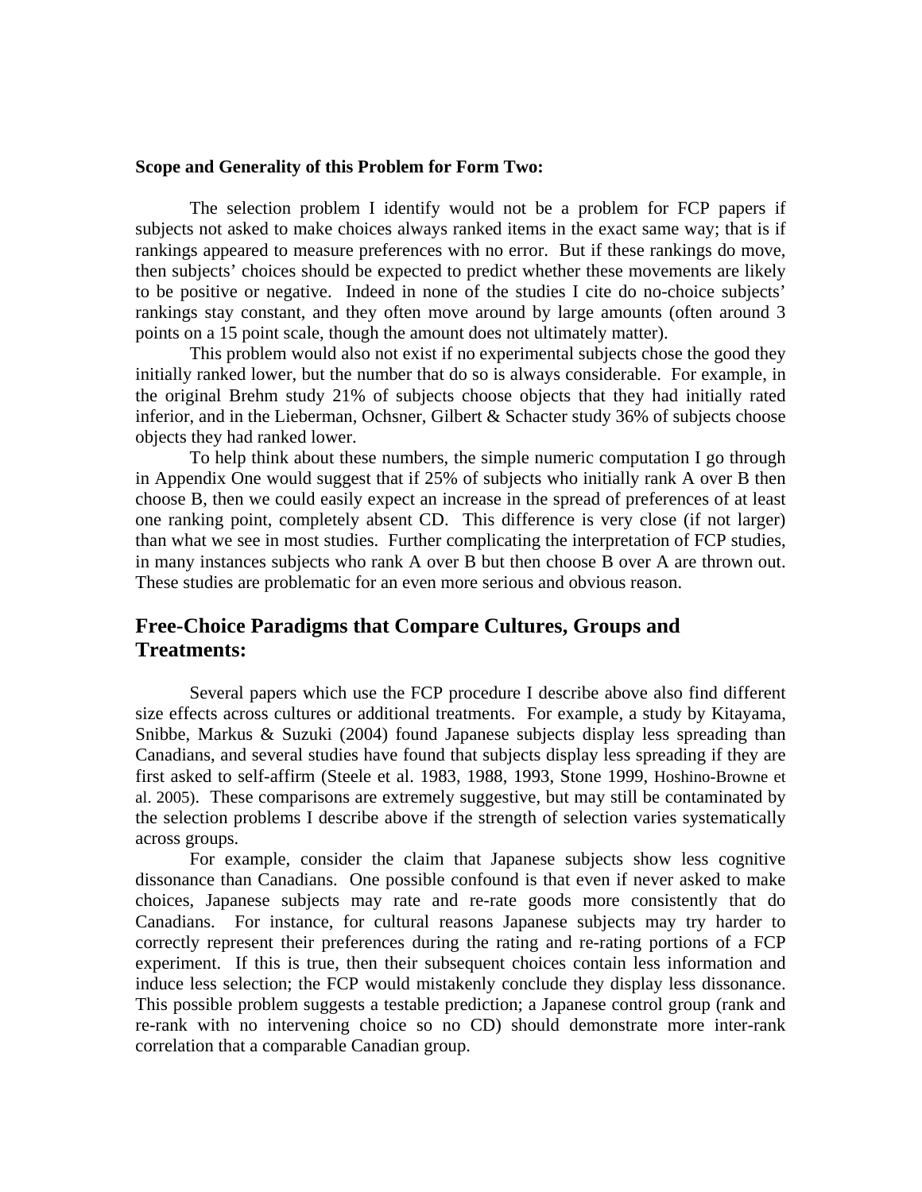**Scope and Generality of this Problem for Form Two:**

The selection problem I identify would not be a problem for FCP papers if subjects not asked to make choices always ranked items in the exact same way; that is if rankings appeared to measure preferences with no error. But if these rankings do move, then subjects' choices should be expected to predict whether these movements are likely to be positive or negative. Indeed in none of the studies I cite do no-choice subjects' rankings stay constant, and they often move around by large amounts (often around 3 points on a 15 point scale, though the amount does not ultimately matter).

This problem would also not exist if no experimental subjects chose the good they initially ranked lower, but the number that do so is always considerable. For example, in the original Brehm study 21% of subjects choose objects that they had initially rated inferior, and in the Lieberman, Ochsner, Gilbert & Schacter study 36% of subjects choose objects they had ranked lower.

To help think about these numbers, the simple numeric computation I go through in Appendix One would suggest that if 25% of subjects who initially rank A over B then choose B, then we could easily expect an increase in the spread of preferences of at least one ranking point, completely absent CD. This difference is very close (if not larger) than what we see in most studies. Further complicating the interpretation of FCP studies, in many instances subjects who rank A over B but then choose B over A are thrown out. These studies are problematic for an even more serious and obvious reason.

## Free-Choice Paradigms that Compare Cultures, Groups and Treatments:

Several papers which use the FCP procedure I describe above also find different size effects across cultures or additional treatments. For example, a study by Kitayama, Snibbe, Markus & Suzuki (2004) found Japanese subjects display less spreading than Canadians, and several studies have found that subjects display less spreading if they are first asked to self-affirm (Steele et al. 1983, 1988, 1993, Stone 1999, Hoshino-Browne et al. 2005). These comparisons are extremely suggestive, but may still be contaminated by the selection problems I describe above if the strength of selection varies systematically across groups.

For example, consider the claim that Japanese subjects show less cognitive dissonance than Canadians. One possible confound is that even if never asked to make choices, Japanese subjects may rate and re-rate goods more consistently that do Canadians. For instance, for cultural reasons Japanese subjects may try harder to correctly represent their preferences during the rating and re-rating portions of a FCP experiment. If this is true, then their subsequent choices contain less information and induce less selection; the FCP would mistakenly conclude they display less dissonance. This possible problem suggests a testable prediction; a Japanese control group (rank and re-rank with no intervening choice so no CD) should demonstrate more inter-rank correlation that a comparable Canadian group.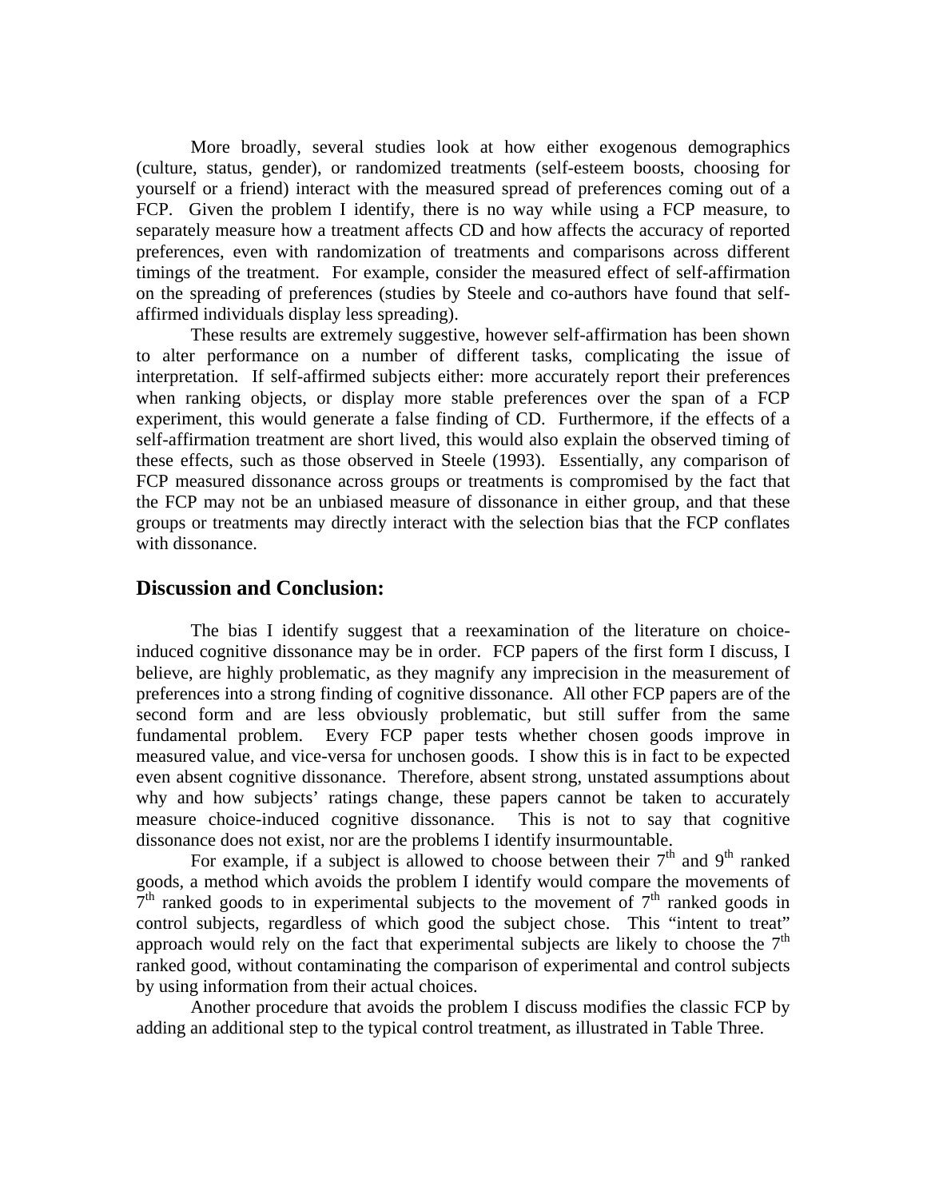More broadly, several studies look at how either exogenous demographics (culture, status, gender), or randomized treatments (self-esteem boosts, choosing for yourself or a friend) interact with the measured spread of preferences coming out of a FCP. Given the problem I identify, there is no way while using a FCP measure, to separately measure how a treatment affects CD and how affects the accuracy of reported preferences, even with randomization of treatments and comparisons across different timings of the treatment. For example, consider the measured effect of self-affirmation on the spreading of preferences (studies by Steele and co-authors have found that self-affirmed individuals display less spreading).

These results are extremely suggestive, however self-affirmation has been shown to alter performance on a number of different tasks, complicating the issue of interpretation. If self-affirmed subjects either: more accurately report their preferences when ranking objects, or display more stable preferences over the span of a FCP experiment, this would generate a false finding of CD. Furthermore, if the effects of a self-affirmation treatment are short lived, this would also explain the observed timing of these effects, such as those observed in Steele (1993). Essentially, any comparison of FCP measured dissonance across groups or treatments is compromised by the fact that the FCP may not be an unbiased measure of dissonance in either group, and that these groups or treatments may directly interact with the selection bias that the FCP conflates with dissonance.

## Discussion and Conclusion:

The bias I identify suggest that a reexamination of the literature on choice-induced cognitive dissonance may be in order. FCP papers of the first form I discuss, I believe, are highly problematic, as they magnify any imprecision in the measurement of preferences into a strong finding of cognitive dissonance. All other FCP papers are of the second form and are less obviously problematic, but still suffer from the same fundamental problem. Every FCP paper tests whether chosen goods improve in measured value, and vice-versa for unchosen goods. I show this is in fact to be expected even absent cognitive dissonance. Therefore, absent strong, unstated assumptions about why and how subjects' ratings change, these papers cannot be taken to accurately measure choice-induced cognitive dissonance. This is not to say that cognitive dissonance does not exist, nor are the problems I identify insurmountable.

For example, if a subject is allowed to choose between their 7th and 9th ranked goods, a method which avoids the problem I identify would compare the movements of 7th ranked goods to in experimental subjects to the movement of 7th ranked goods in control subjects, regardless of which good the subject chose. This "intent to treat" approach would rely on the fact that experimental subjects are likely to choose the 7th ranked good, without contaminating the comparison of experimental and control subjects by using information from their actual choices.

Another procedure that avoids the problem I discuss modifies the classic FCP by adding an additional step to the typical control treatment, as illustrated in Table Three.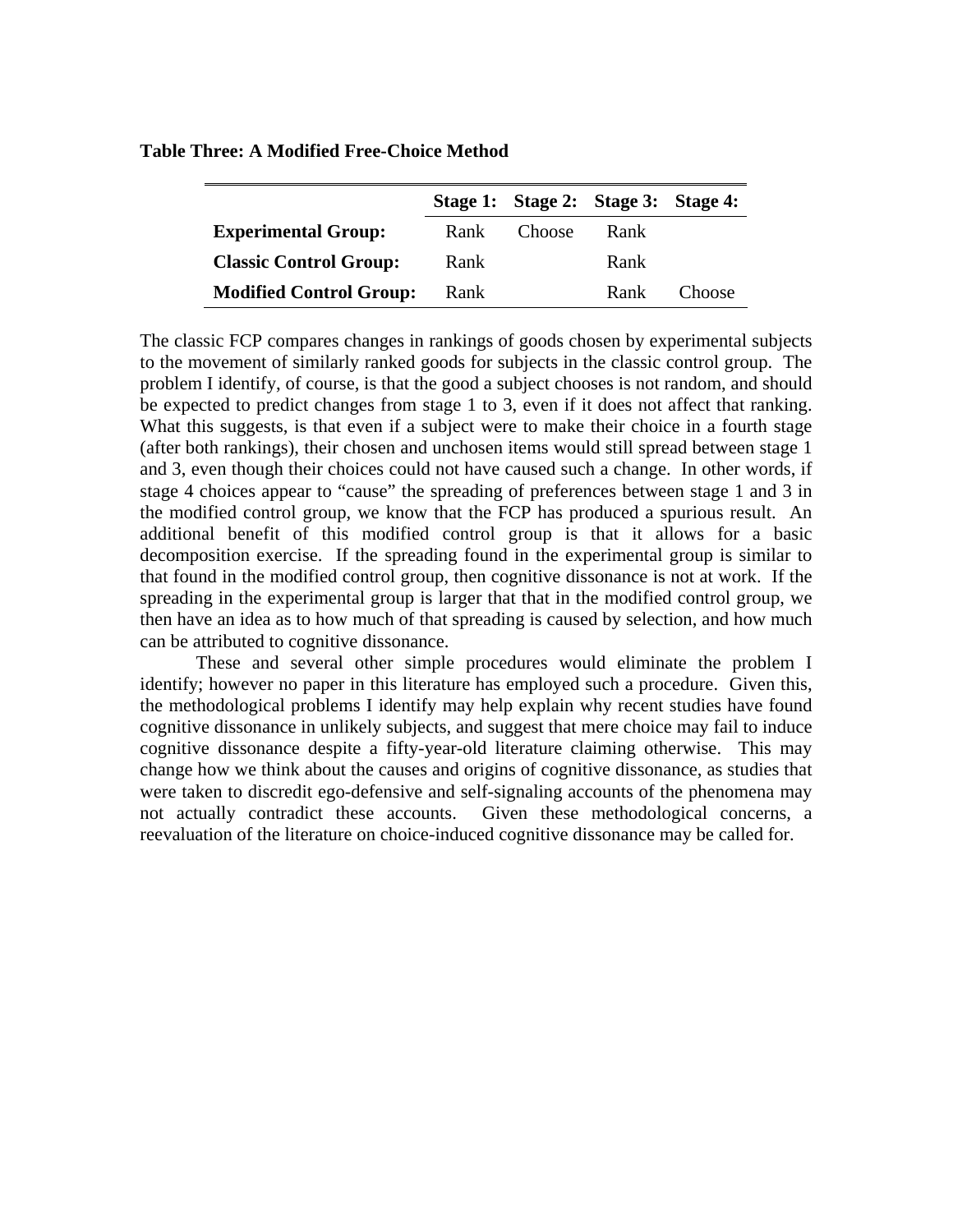**Table Three: A Modified Free-Choice Method**

| | Stage 1: | Stage 2: | Stage 3: | Stage 4: |
|---|---|---|---|---|
| **Experimental Group:** | Rank | Choose | Rank | |
| **Classic Control Group:** | Rank | | Rank | |
| **Modified Control Group:** | Rank | | Rank | Choose |

The classic FCP compares changes in rankings of goods chosen by experimental subjects to the movement of similarly ranked goods for subjects in the classic control group. The problem I identify, of course, is that the good a subject chooses is not random, and should be expected to predict changes from stage 1 to 3, even if it does not affect that ranking. What this suggests, is that even if a subject were to make their choice in a fourth stage (after both rankings), their chosen and unchosen items would still spread between stage 1 and 3, even though their choices could not have caused such a change. In other words, if stage 4 choices appear to "cause" the spreading of preferences between stage 1 and 3 in the modified control group, we know that the FCP has produced a spurious result. An additional benefit of this modified control group is that it allows for a basic decomposition exercise. If the spreading found in the experimental group is similar to that found in the modified control group, then cognitive dissonance is not at work. If the spreading in the experimental group is larger that that in the modified control group, we then have an idea as to how much of that spreading is caused by selection, and how much can be attributed to cognitive dissonance.

These and several other simple procedures would eliminate the problem I identify; however no paper in this literature has employed such a procedure. Given this, the methodological problems I identify may help explain why recent studies have found cognitive dissonance in unlikely subjects, and suggest that mere choice may fail to induce cognitive dissonance despite a fifty-year-old literature claiming otherwise. This may change how we think about the causes and origins of cognitive dissonance, as studies that were taken to discredit ego-defensive and self-signaling accounts of the phenomena may not actually contradict these accounts. Given these methodological concerns, a reevaluation of the literature on choice-induced cognitive dissonance may be called for.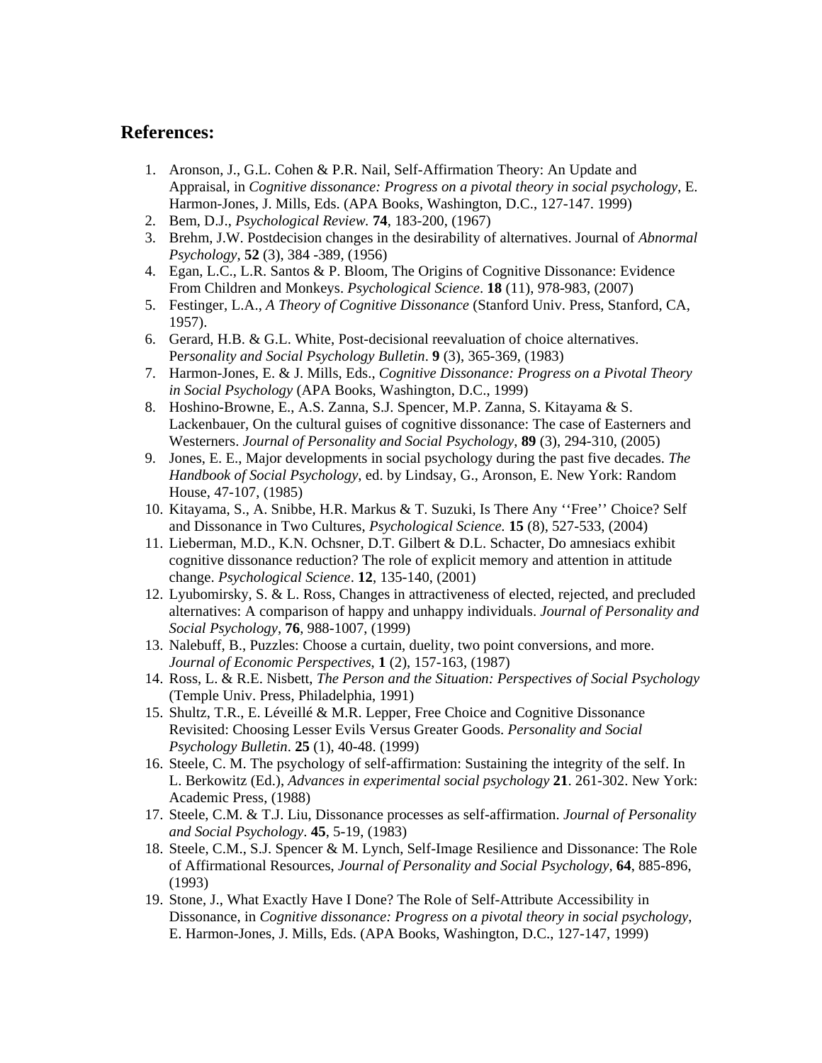## References:

1. Aronson, J., G.L. Cohen & P.R. Nail, Self-Affirmation Theory: An Update and Appraisal, in *Cognitive dissonance: Progress on a pivotal theory in social psychology*, E. Harmon-Jones, J. Mills, Eds. (APA Books, Washington, D.C., 127-147. 1999)
2. Bem, D.J., *Psychological Review.* **74**, 183-200, (1967)
3. Brehm, J.W. Postdecision changes in the desirability of alternatives. Journal of *Abnormal Psychology*, **52** (3), 384 -389, (1956)
4. Egan, L.C., L.R. Santos & P. Bloom, The Origins of Cognitive Dissonance: Evidence From Children and Monkeys. *Psychological Science*. **18** (11), 978-983, (2007)
5. Festinger, L.A., *A Theory of Cognitive Dissonance* (Stanford Univ. Press, Stanford, CA, 1957).
6. Gerard, H.B. & G.L. White, Post-decisional reevaluation of choice alternatives. P*ersonality and Social Psychology Bulletin*. **9** (3), 365-369, (1983)
7. Harmon-Jones, E. & J. Mills, Eds., *Cognitive Dissonance: Progress on a Pivotal Theory in Social Psychology* (APA Books, Washington, D.C., 1999)
8. Hoshino-Browne, E., A.S. Zanna, S.J. Spencer, M.P. Zanna, S. Kitayama & S. Lackenbauer, On the cultural guises of cognitive dissonance: The case of Easterners and Westerners. *Journal of Personality and Social Psychology*, **89** (3), 294-310, (2005)
9. Jones, E. E., Major developments in social psychology during the past five decades. *The Handbook of Social Psychology*, ed. by Lindsay, G., Aronson, E. New York: Random House, 47-107, (1985)
10. Kitayama, S., A. Snibbe, H.R. Markus & T. Suzuki, Is There Any ''Free'' Choice? Self and Dissonance in Two Cultures, *Psychological Science.* **15** (8), 527-533, (2004)
11. Lieberman, M.D., K.N. Ochsner, D.T. Gilbert & D.L. Schacter, Do amnesiacs exhibit cognitive dissonance reduction? The role of explicit memory and attention in attitude change. *Psychological Science*. **12**, 135-140, (2001)
12. Lyubomirsky, S. & L. Ross, Changes in attractiveness of elected, rejected, and precluded alternatives: A comparison of happy and unhappy individuals. *Journal of Personality and Social Psychology*, **76**, 988-1007, (1999)
13. Nalebuff, B., Puzzles: Choose a curtain, duelity, two point conversions, and more. *Journal of Economic Perspectives*, **1** (2), 157-163, (1987)
14. Ross, L. & R.E. Nisbett, *The Person and the Situation: Perspectives of Social Psychology* (Temple Univ. Press, Philadelphia, 1991)
15. Shultz, T.R., E. Léveillé & M.R. Lepper, Free Choice and Cognitive Dissonance Revisited: Choosing Lesser Evils Versus Greater Goods. *Personality and Social Psychology Bulletin*. **25** (1), 40-48. (1999)
16. Steele, C. M. The psychology of self-affirmation: Sustaining the integrity of the self. In L. Berkowitz (Ed.), *Advances in experimental social psychology* **21**. 261-302. New York: Academic Press, (1988)
17. Steele, C.M. & T.J. Liu, Dissonance processes as self-affirmation. *Journal of Personality and Social Psychology*. **45**, 5-19, (1983)
18. Steele, C.M., S.J. Spencer & M. Lynch, Self-Image Resilience and Dissonance: The Role of Affirmational Resources, *Journal of Personality and Social Psychology*, **64**, 885-896, (1993)
19. Stone, J., What Exactly Have I Done? The Role of Self-Attribute Accessibility in Dissonance, in *Cognitive dissonance: Progress on a pivotal theory in social psychology*, E. Harmon-Jones, J. Mills, Eds. (APA Books, Washington, D.C., 127-147, 1999)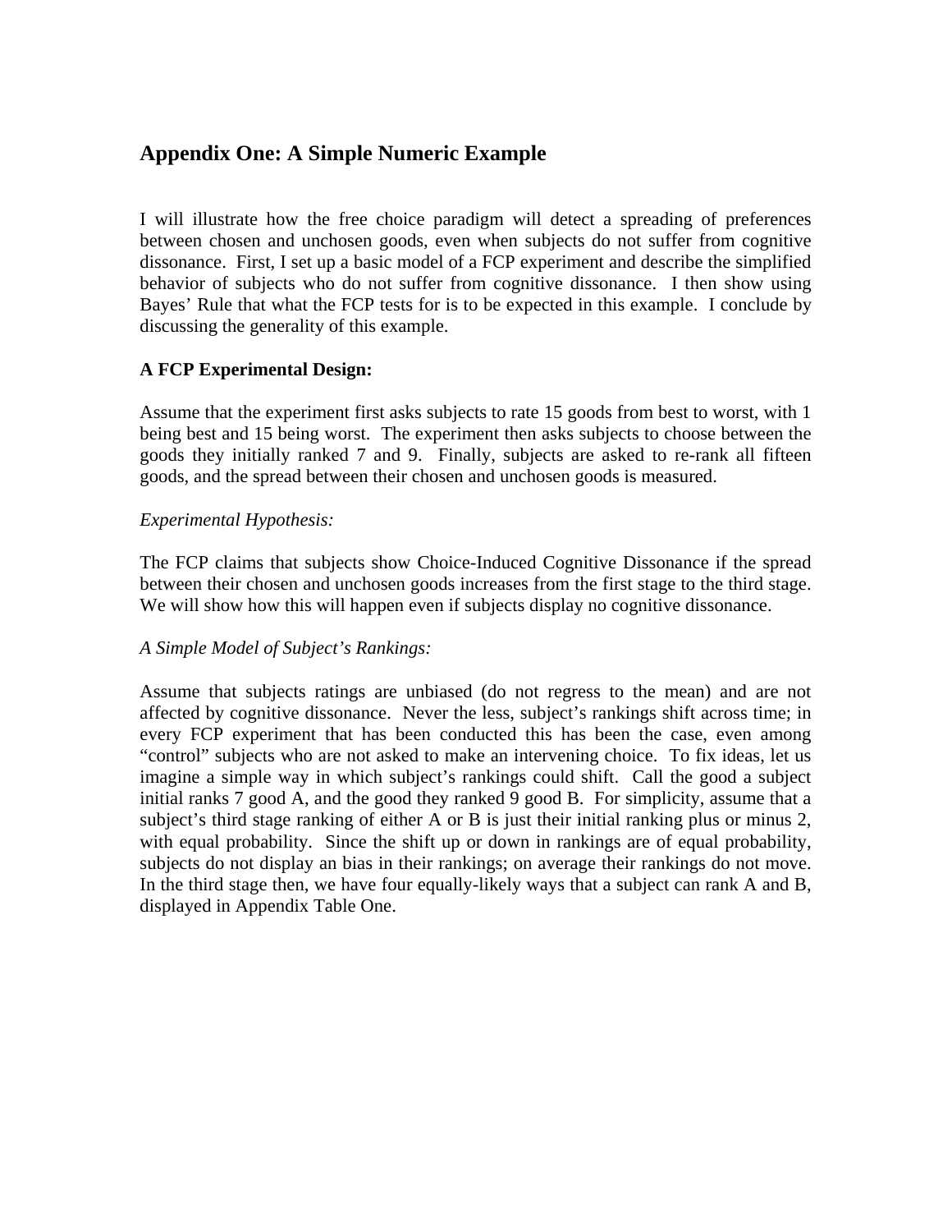## Appendix One: A Simple Numeric Example

I will illustrate how the free choice paradigm will detect a spreading of preferences between chosen and unchosen goods, even when subjects do not suffer from cognitive dissonance. First, I set up a basic model of a FCP experiment and describe the simplified behavior of subjects who do not suffer from cognitive dissonance. I then show using Bayes' Rule that what the FCP tests for is to be expected in this example. I conclude by discussing the generality of this example.

**A FCP Experimental Design:**

Assume that the experiment first asks subjects to rate 15 goods from best to worst, with 1 being best and 15 being worst. The experiment then asks subjects to choose between the goods they initially ranked 7 and 9. Finally, subjects are asked to re-rank all fifteen goods, and the spread between their chosen and unchosen goods is measured.

*Experimental Hypothesis:*

The FCP claims that subjects show Choice-Induced Cognitive Dissonance if the spread between their chosen and unchosen goods increases from the first stage to the third stage. We will show how this will happen even if subjects display no cognitive dissonance.

*A Simple Model of Subject's Rankings:*

Assume that subjects ratings are unbiased (do not regress to the mean) and are not affected by cognitive dissonance. Never the less, subject's rankings shift across time; in every FCP experiment that has been conducted this has been the case, even among "control" subjects who are not asked to make an intervening choice. To fix ideas, let us imagine a simple way in which subject's rankings could shift. Call the good a subject initial ranks 7 good A, and the good they ranked 9 good B. For simplicity, assume that a subject's third stage ranking of either A or B is just their initial ranking plus or minus 2, with equal probability. Since the shift up or down in rankings are of equal probability, subjects do not display an bias in their rankings; on average their rankings do not move. In the third stage then, we have four equally-likely ways that a subject can rank A and B, displayed in Appendix Table One.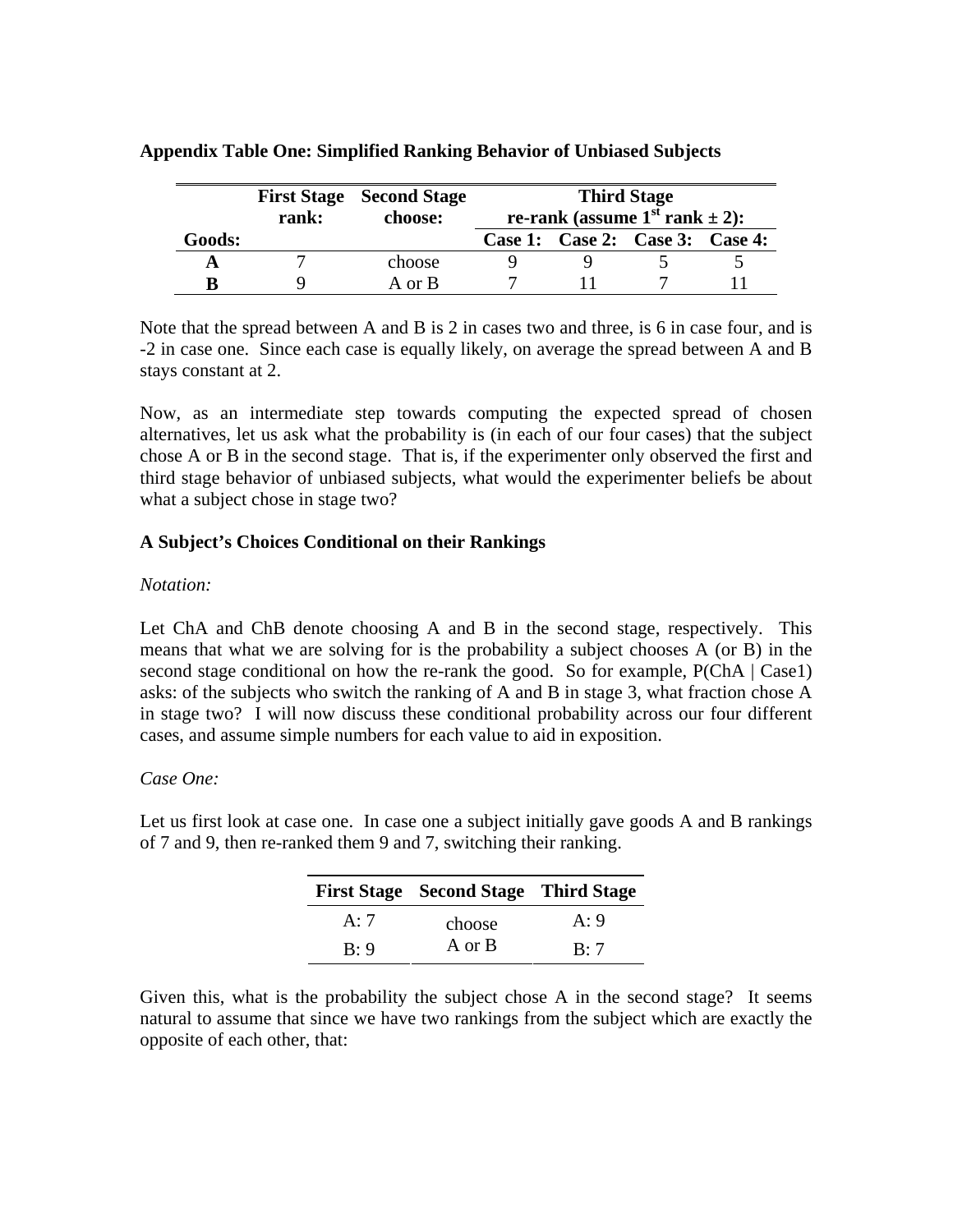**Appendix Table One: Simplified Ranking Behavior of Unbiased Subjects**

| | First Stage rank: | Second Stage choose: | Third Stage re-rank (assume $1^{st}$ rank ± 2): | | | |
|---|---|---|---|---|---|---|
| **Goods:** | | | **Case 1:** | **Case 2:** | **Case 3:** | **Case 4:** |
| **A** | 7 | choose | 9 | 9 | 5 | 5 |
| **B** | 9 | A or B | 7 | 11 | 7 | 11 |

Note that the spread between A and B is 2 in cases two and three, is 6 in case four, and is -2 in case one. Since each case is equally likely, on average the spread between A and B stays constant at 2.

Now, as an intermediate step towards computing the expected spread of chosen alternatives, let us ask what the probability is (in each of our four cases) that the subject chose A or B in the second stage. That is, if the experimenter only observed the first and third stage behavior of unbiased subjects, what would the experimenter beliefs be about what a subject chose in stage two?

### A Subject's Choices Conditional on their Rankings

*Notation:*

Let ChA and ChB denote choosing A and B in the second stage, respectively. This means that what we are solving for is the probability a subject chooses A (or B) in the second stage conditional on how the re-rank the good. So for example, P(ChA | Case1) asks: of the subjects who switch the ranking of A and B in stage 3, what fraction chose A in stage two? I will now discuss these conditional probability across our four different cases, and assume simple numbers for each value to aid in exposition.

*Case One:*

Let us first look at case one. In case one a subject initially gave goods A and B rankings of 7 and 9, then re-ranked them 9 and 7, switching their ranking.

| First Stage | Second Stage | Third Stage |
|---|---|---|
| A: 7 | choose | A: 9 |
| B: 9 | A or B | B: 7 |

Given this, what is the probability the subject chose A in the second stage? It seems natural to assume that since we have two rankings from the subject which are exactly the opposite of each other, that: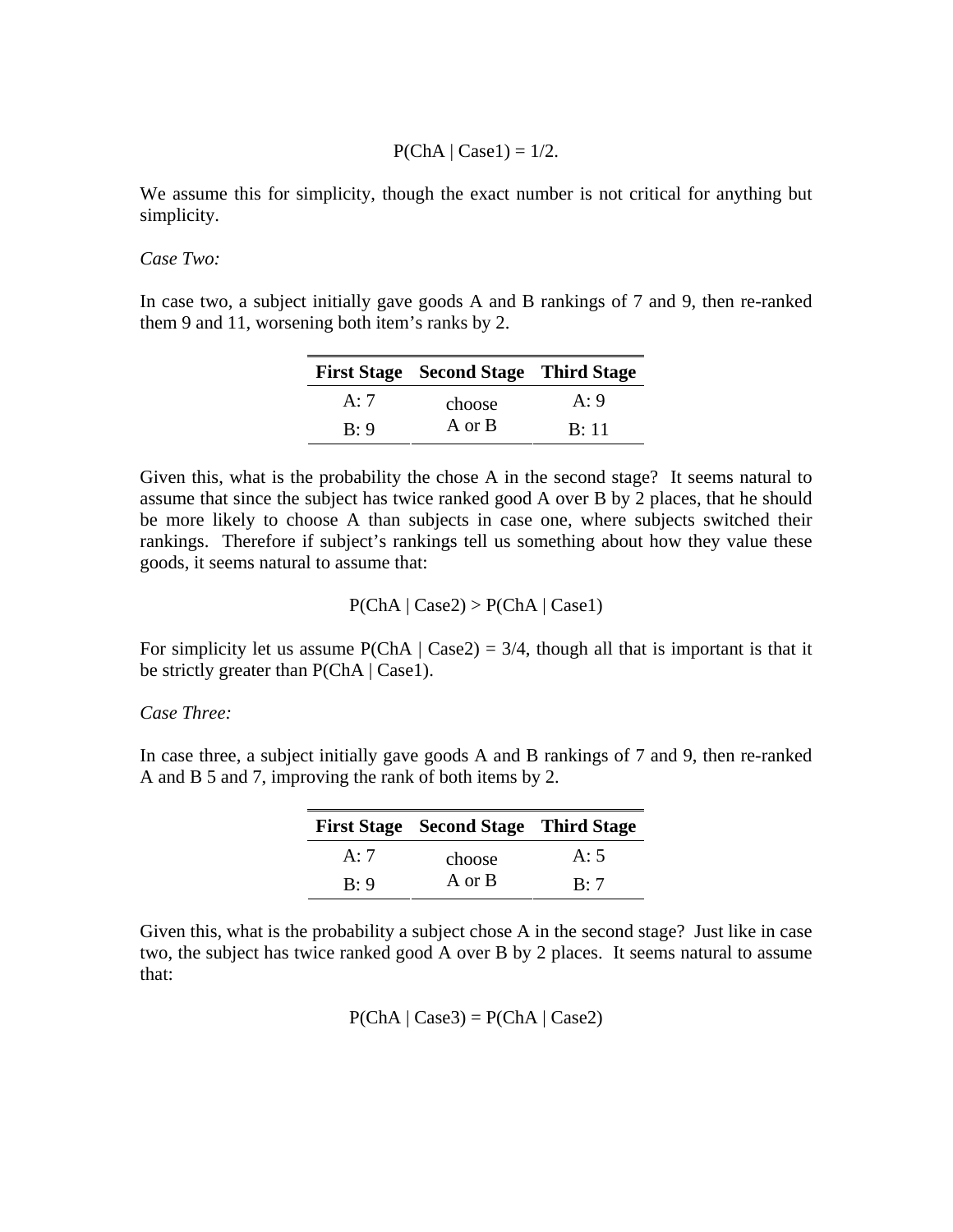$$P(\text{ChA} \mid \text{Case1}) = 1/2.$$

We assume this for simplicity, though the exact number is not critical for anything but simplicity.

*Case Two:*

In case two, a subject initially gave goods A and B rankings of 7 and 9, then re-ranked them 9 and 11, worsening both item's ranks by 2.

| First Stage | Second Stage | Third Stage |
|---|---|---|
| A: 7 | choose | A: 9 |
| B: 9 | A or B | B: 11 |

Given this, what is the probability the chose A in the second stage? It seems natural to assume that since the subject has twice ranked good A over B by 2 places, that he should be more likely to choose A than subjects in case one, where subjects switched their rankings. Therefore if subject's rankings tell us something about how they value these goods, it seems natural to assume that:

$$P(\text{ChA} \mid \text{Case2}) > P(\text{ChA} \mid \text{Case1})$$

For simplicity let us assume $P(\text{ChA} \mid \text{Case2}) = 3/4$, though all that is important is that it be strictly greater than $P(\text{ChA} \mid \text{Case1})$.

*Case Three:*

In case three, a subject initially gave goods A and B rankings of 7 and 9, then re-ranked A and B 5 and 7, improving the rank of both items by 2.

| First Stage | Second Stage | Third Stage |
|---|---|---|
| A: 7 | choose | A: 5 |
| B: 9 | A or B | B: 7 |

Given this, what is the probability a subject chose A in the second stage? Just like in case two, the subject has twice ranked good A over B by 2 places. It seems natural to assume that:

$$P(\text{ChA} \mid \text{Case3}) = P(\text{ChA} \mid \text{Case2})$$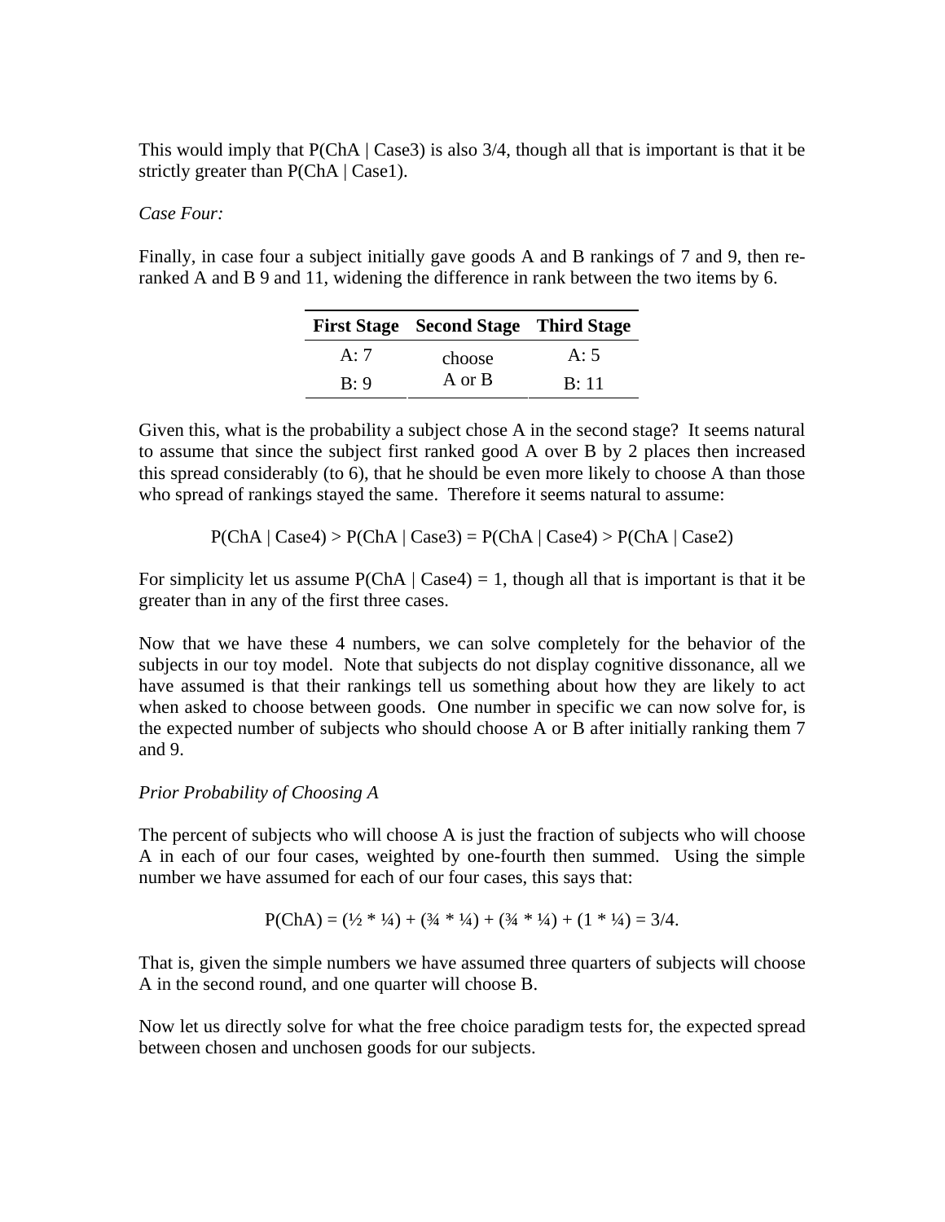This would imply that P(ChA | Case3) is also 3/4, though all that is important is that it be strictly greater than P(ChA | Case1).

*Case Four:*

Finally, in case four a subject initially gave goods A and B rankings of 7 and 9, then re-ranked A and B 9 and 11, widening the difference in rank between the two items by 6.

| First Stage | Second Stage | Third Stage |
|---|---|---|
| A: 7 | choose | A: 5 |
| B: 9 | A or B | B: 11 |

Given this, what is the probability a subject chose A in the second stage? It seems natural to assume that since the subject first ranked good A over B by 2 places then increased this spread considerably (to 6), that he should be even more likely to choose A than those who spread of rankings stayed the same. Therefore it seems natural to assume:

$$P(ChA \mid Case4) > P(ChA \mid Case3) = P(ChA \mid Case4) > P(ChA \mid Case2)$$

For simplicity let us assume P(ChA | Case4) = 1, though all that is important is that it be greater than in any of the first three cases.

Now that we have these 4 numbers, we can solve completely for the behavior of the subjects in our toy model. Note that subjects do not display cognitive dissonance, all we have assumed is that their rankings tell us something about how they are likely to act when asked to choose between goods. One number in specific we can now solve for, is the expected number of subjects who should choose A or B after initially ranking them 7 and 9.

*Prior Probability of Choosing A*

The percent of subjects who will choose A is just the fraction of subjects who will choose A in each of our four cases, weighted by one-fourth then summed. Using the simple number we have assumed for each of our four cases, this says that:

$$P(ChA) = (\tfrac{1}{2} * \tfrac{1}{4}) + (\tfrac{3}{4} * \tfrac{1}{4}) + (\tfrac{3}{4} * \tfrac{1}{4}) + (1 * \tfrac{1}{4}) = 3/4.$$

That is, given the simple numbers we have assumed three quarters of subjects will choose A in the second round, and one quarter will choose B.

Now let us directly solve for what the free choice paradigm tests for, the expected spread between chosen and unchosen goods for our subjects.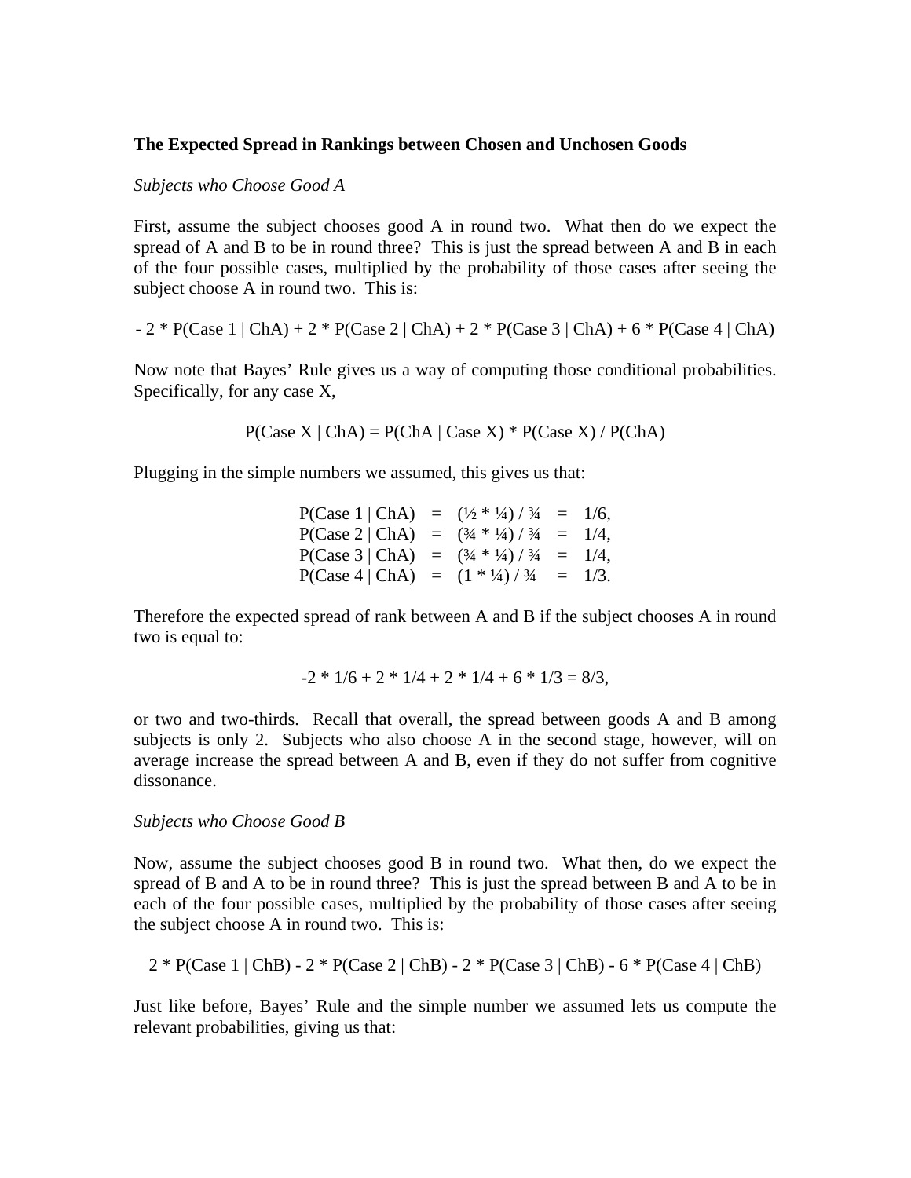**The Expected Spread in Rankings between Chosen and Unchosen Goods**

*Subjects who Choose Good A*

First, assume the subject chooses good A in round two. What then do we expect the spread of A and B to be in round three? This is just the spread between A and B in each of the four possible cases, multiplied by the probability of those cases after seeing the subject choose A in round two. This is:

$$- 2 * P(\text{Case 1} \mid \text{ChA}) + 2 * P(\text{Case 2} \mid \text{ChA}) + 2 * P(\text{Case 3} \mid \text{ChA}) + 6 * P(\text{Case 4} \mid \text{ChA})$$

Now note that Bayes' Rule gives us a way of computing those conditional probabilities. Specifically, for any case X,

$$P(\text{Case X} \mid \text{ChA}) = P(\text{ChA} \mid \text{Case X}) * P(\text{Case X}) / P(\text{ChA})$$

Plugging in the simple numbers we assumed, this gives us that:

$$\begin{aligned}
P(\text{Case 1} \mid \text{ChA}) &= (½ * ¼) / ¾ = 1/6, \\
P(\text{Case 2} \mid \text{ChA}) &= (¾ * ¼) / ¾ = 1/4, \\
P(\text{Case 3} \mid \text{ChA}) &= (¾ * ¼) / ¾ = 1/4, \\
P(\text{Case 4} \mid \text{ChA}) &= (1 * ¼) / ¾ = 1/3.
\end{aligned}$$

Therefore the expected spread of rank between A and B if the subject chooses A in round two is equal to:

$$-2 * 1/6 + 2 * 1/4 + 2 * 1/4 + 6 * 1/3 = 8/3,$$

or two and two-thirds. Recall that overall, the spread between goods A and B among subjects is only 2. Subjects who also choose A in the second stage, however, will on average increase the spread between A and B, even if they do not suffer from cognitive dissonance.

*Subjects who Choose Good B*

Now, assume the subject chooses good B in round two. What then, do we expect the spread of B and A to be in round three? This is just the spread between B and A to be in each of the four possible cases, multiplied by the probability of those cases after seeing the subject choose A in round two. This is:

$$2 * P(\text{Case 1} \mid \text{ChB}) - 2 * P(\text{Case 2} \mid \text{ChB}) - 2 * P(\text{Case 3} \mid \text{ChB}) - 6 * P(\text{Case 4} \mid \text{ChB})$$

Just like before, Bayes' Rule and the simple number we assumed lets us compute the relevant probabilities, giving us that: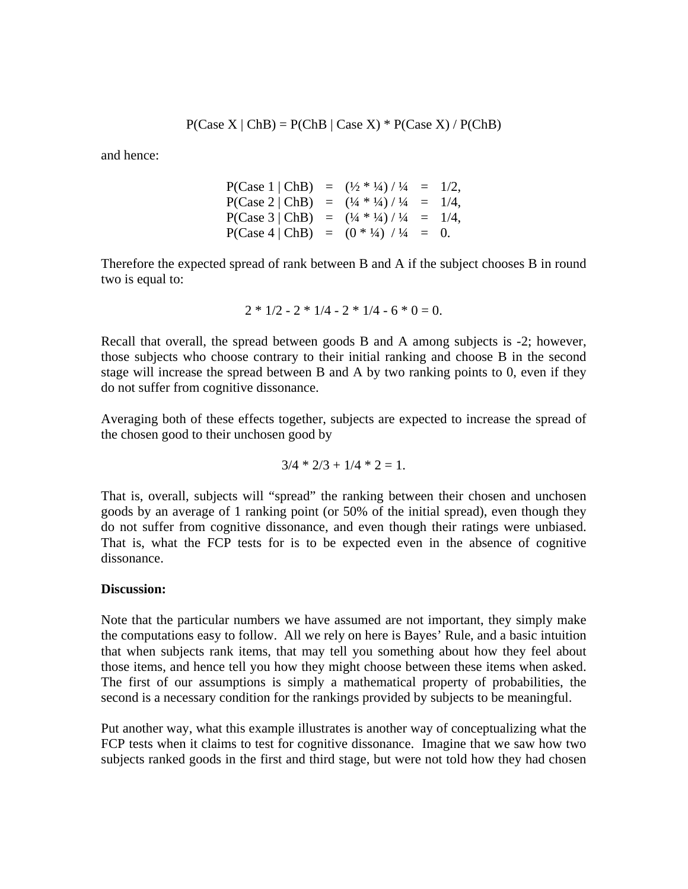$$P(\text{Case X} \mid \text{ChB}) = P(\text{ChB} \mid \text{Case X}) * P(\text{Case X}) / P(\text{ChB})$$

and hence:

$$\begin{aligned}
P(\text{Case 1} \mid \text{ChB}) &= (½ * ¼) / ¼ = 1/2, \\
P(\text{Case 2} \mid \text{ChB}) &= (¼ * ¼) / ¼ = 1/4, \\
P(\text{Case 3} \mid \text{ChB}) &= (¼ * ¼) / ¼ = 1/4, \\
P(\text{Case 4} \mid \text{ChB}) &= (0 * ¼) / ¼ = 0.
\end{aligned}$$

Therefore the expected spread of rank between B and A if the subject chooses B in round two is equal to:

$$2 * 1/2 - 2 * 1/4 - 2 * 1/4 - 6 * 0 = 0.$$

Recall that overall, the spread between goods B and A among subjects is -2; however, those subjects who choose contrary to their initial ranking and choose B in the second stage will increase the spread between B and A by two ranking points to 0, even if they do not suffer from cognitive dissonance.

Averaging both of these effects together, subjects are expected to increase the spread of the chosen good to their unchosen good by

$$3/4 * 2/3 + 1/4 * 2 = 1.$$

That is, overall, subjects will "spread" the ranking between their chosen and unchosen goods by an average of 1 ranking point (or 50% of the initial spread), even though they do not suffer from cognitive dissonance, and even though their ratings were unbiased. That is, what the FCP tests for is to be expected even in the absence of cognitive dissonance.

**Discussion:**

Note that the particular numbers we have assumed are not important, they simply make the computations easy to follow. All we rely on here is Bayes' Rule, and a basic intuition that when subjects rank items, that may tell you something about how they feel about those items, and hence tell you how they might choose between these items when asked. The first of our assumptions is simply a mathematical property of probabilities, the second is a necessary condition for the rankings provided by subjects to be meaningful.

Put another way, what this example illustrates is another way of conceptualizing what the FCP tests when it claims to test for cognitive dissonance. Imagine that we saw how two subjects ranked goods in the first and third stage, but were not told how they had chosen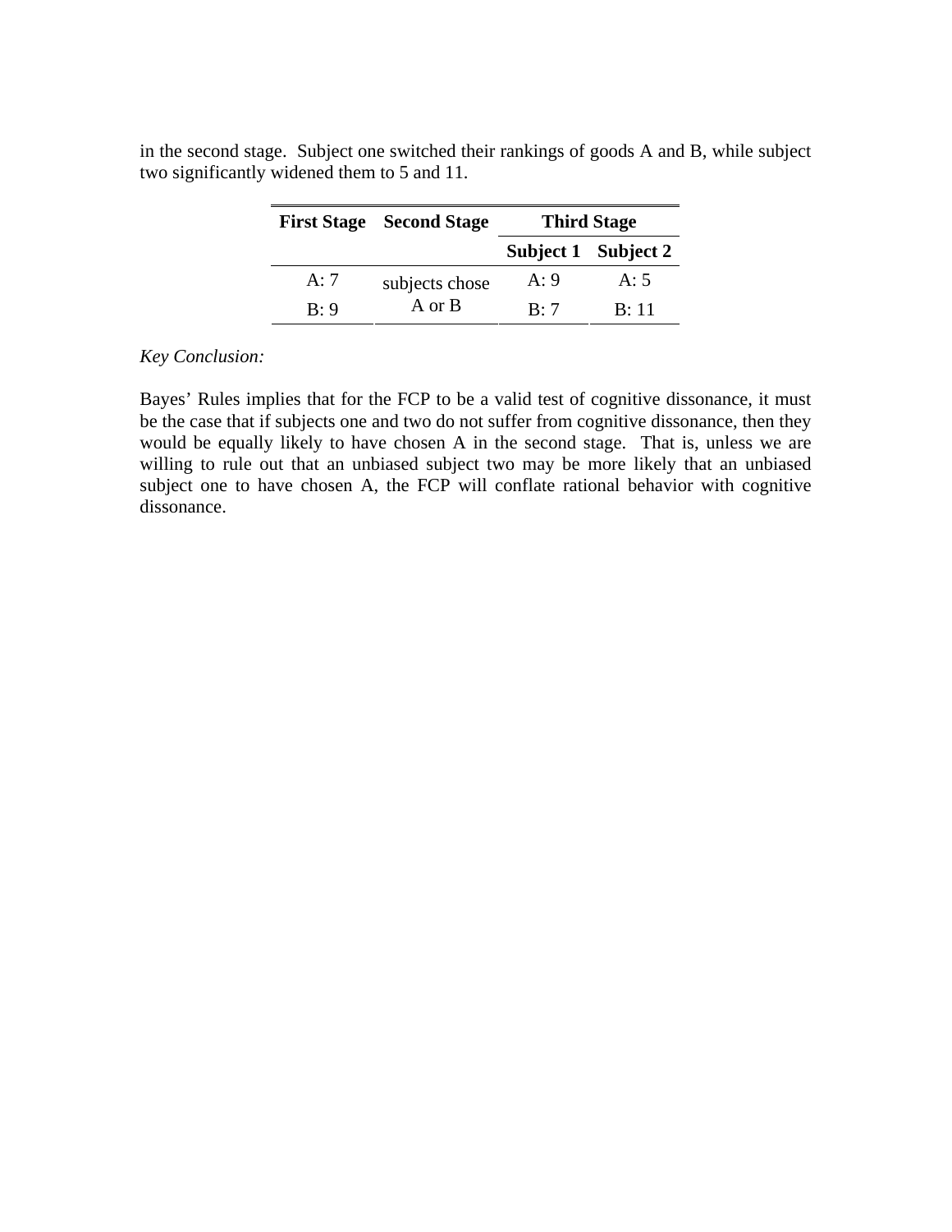in the second stage. Subject one switched their rankings of goods A and B, while subject two significantly widened them to 5 and 11.

| First Stage | Second Stage | Third Stage | |
|---|---|---|---|
| | | Subject 1 | Subject 2 |
| A: 7 | subjects chose A or B | A: 9 | A: 5 |
| B: 9 | | B: 7 | B: 11 |

*Key Conclusion:*

Bayes' Rules implies that for the FCP to be a valid test of cognitive dissonance, it must be the case that if subjects one and two do not suffer from cognitive dissonance, then they would be equally likely to have chosen A in the second stage. That is, unless we are willing to rule out that an unbiased subject two may be more likely that an unbiased subject one to have chosen A, the FCP will conflate rational behavior with cognitive dissonance.